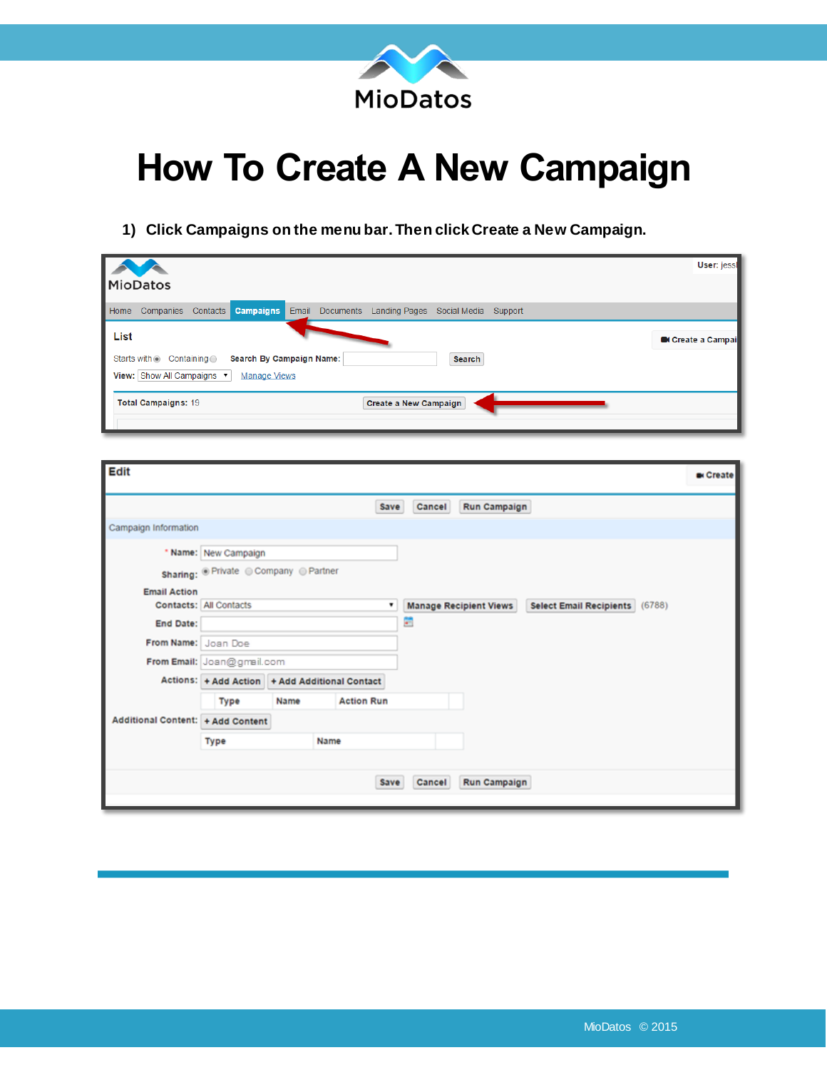# How To Create A New Campaign

1) **Click Campaigns on the menu bar. Then click Create a New Campaign.**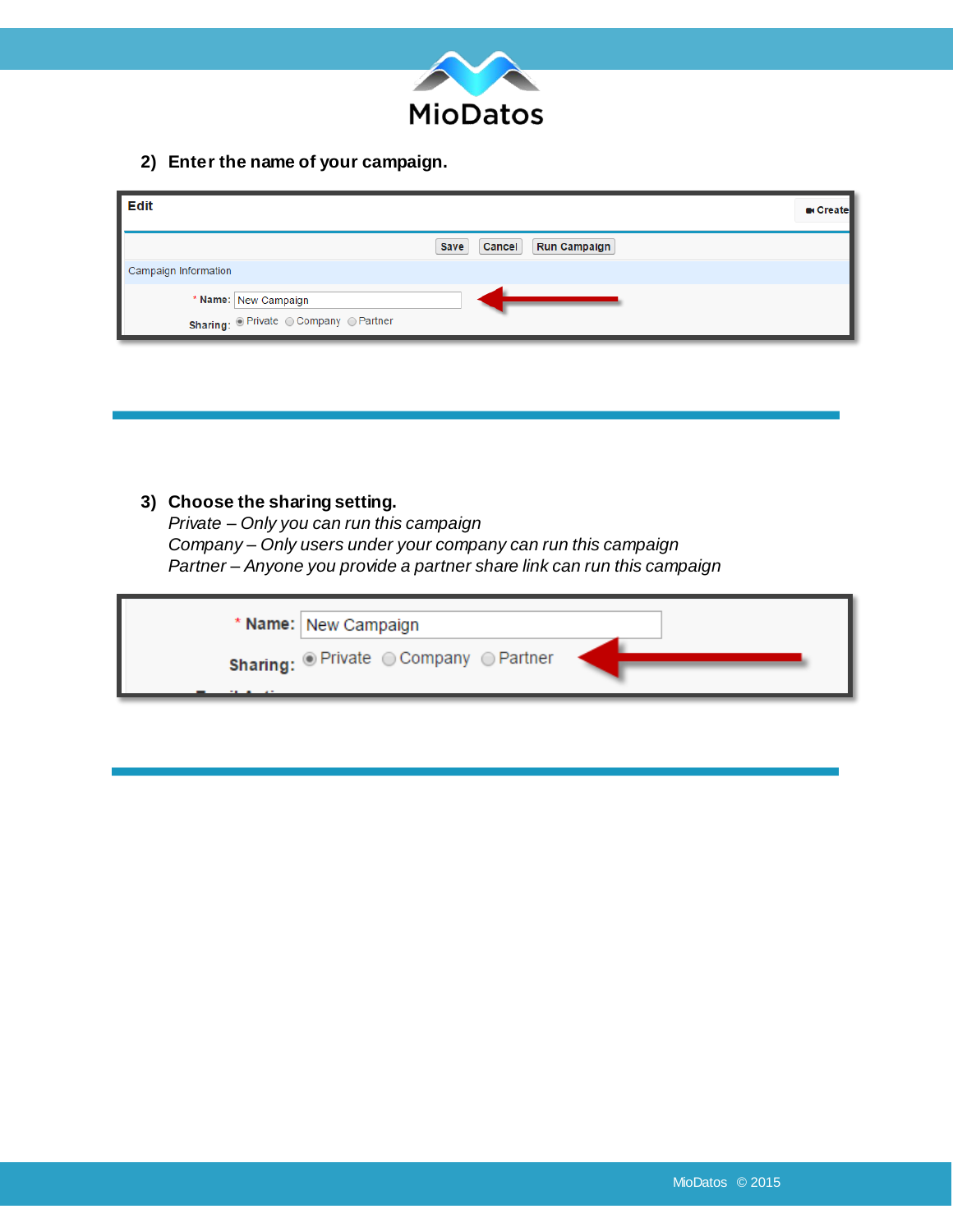2) **Enter the name of your campaign.**

3) **Choose the sharing setting.**
*Private – Only you can run this campaign*
*Company – Only users under your company can run this campaign*
*Partner – Anyone you provide a partner share link can run this campaign*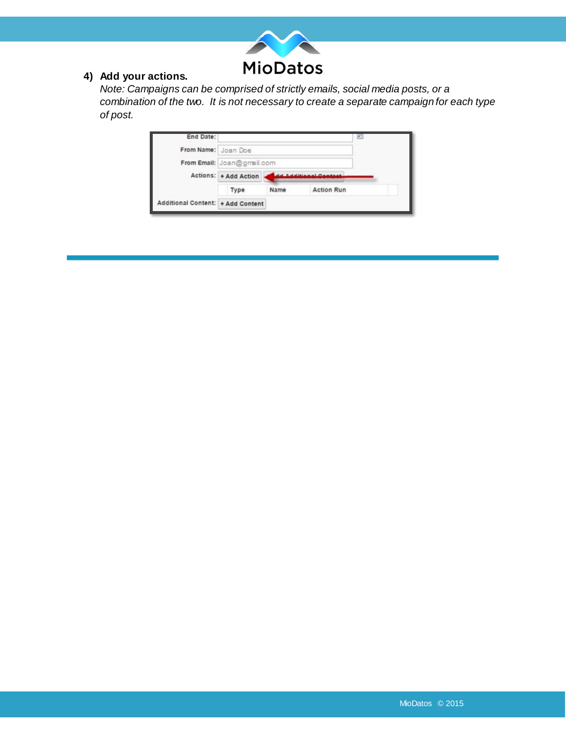**4) Add your actions.**

*Note: Campaigns can be comprised of strictly emails, social media posts, or a combination of the two. It is not necessary to create a separate campaign for each type of post.*

End Date:

From Name: Joan Doe

From Email: Joan@gmail.com

Actions: + Add Action | + Add Additional Contact

| Type | Name | Action Run |
|---|---|---|

Additional Content: + Add Content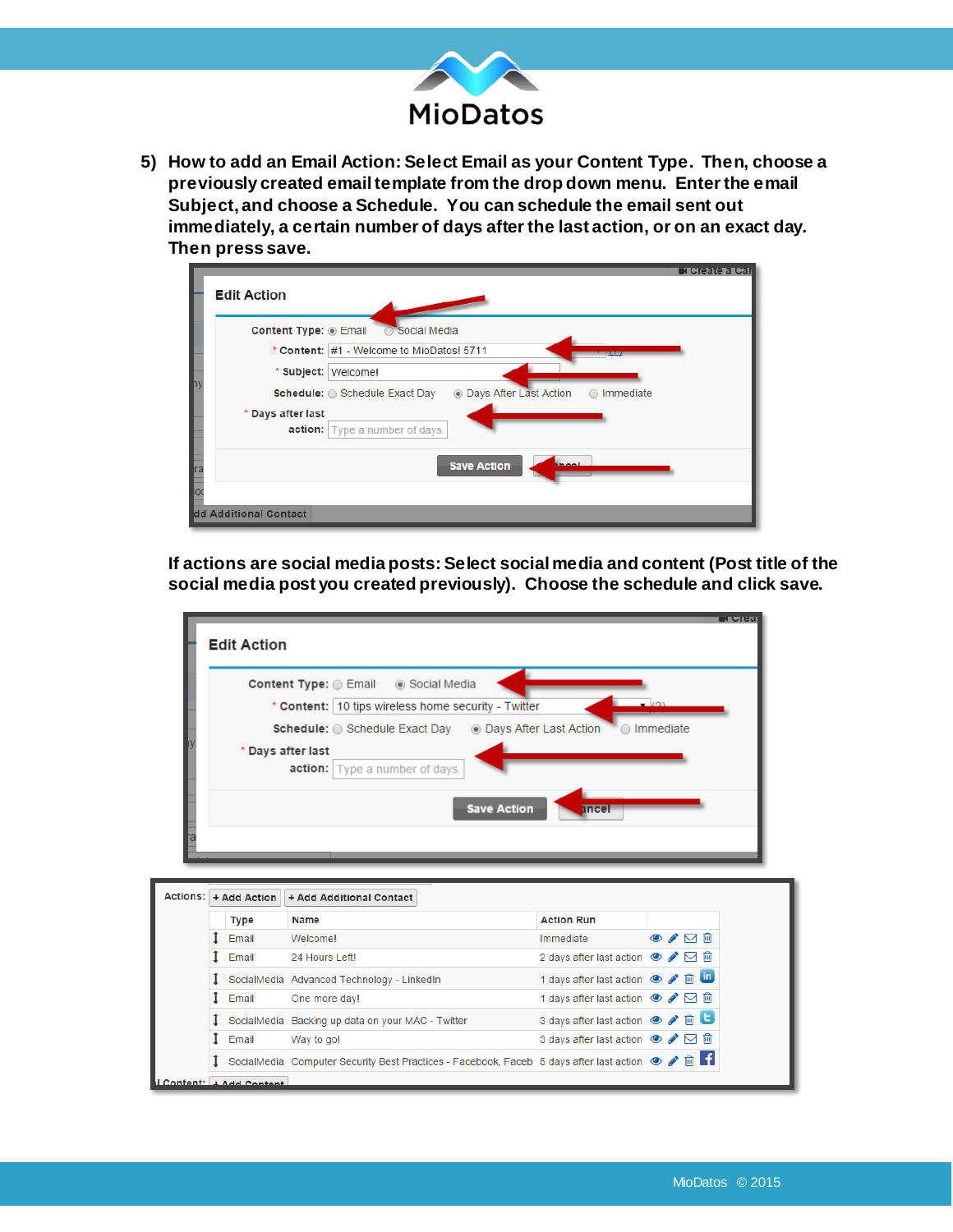5) **How to add an Email Action: Select Email as your Content Type. Then, choose a previously created email template from the drop down menu. Enter the email Subject, and choose a Schedule. You can schedule the email sent out immediately, a certain number of days after the last action, or on an exact day. Then press save.**

Edit Action

Content Type: Email / Social Media

\* Content: #1 - Welcome to MioDatos! 5711

\* Subject: Welcome!

Schedule: Schedule Exact Day / Days After Last Action / Immediate

\* Days after last action: Type a number of days.

Save Action | Cancel

**If actions are social media posts: Select social media and content (Post title of the social media post you created previously). Choose the schedule and click save.**

Edit Action

Content Type: Email / Social Media

\* Content: 10 tips wireless home security - Twitter

Schedule: Schedule Exact Day / Days After Last Action / Immediate

\* Days after last action: Type a number of days.

Save Action | Cancel

Actions: + Add Action | + Add Additional Contact

| Type | Name | Action Run |
|---|---|---|
| Email | Welcome! | Immediate |
| Email | 24 Hours Left! | 2 days after last action |
| SocialMedia | Advanced Technology - LinkedIn | 1 days after last action |
| Email | One more day! | 1 days after last action |
| SocialMedia | Backing up data on your MAC - Twitter | 3 days after last action |
| Email | Way to go! | 3 days after last action |
| SocialMedia | Computer Security Best Practices - Facebook, Faceb | 5 days after last action |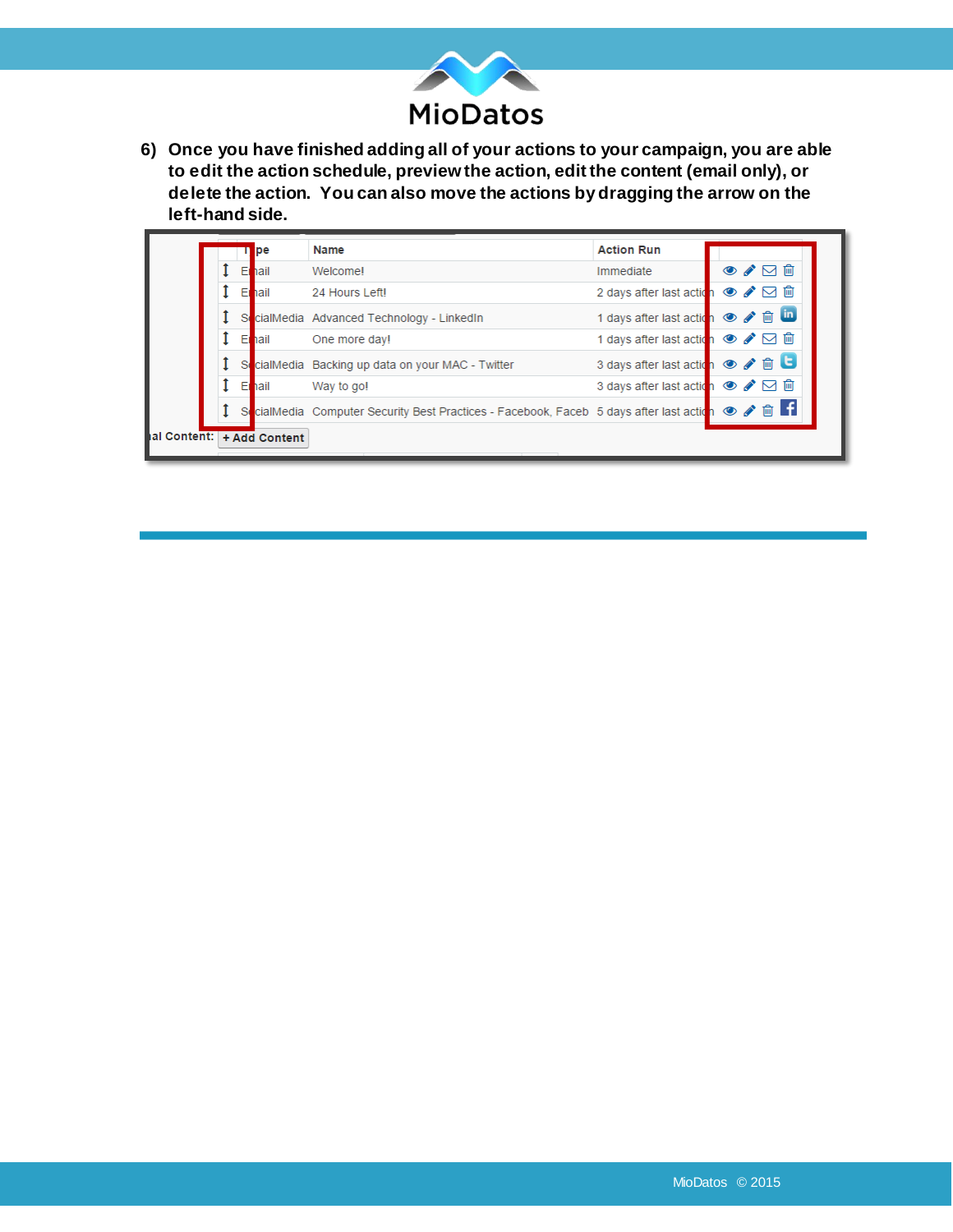6) **Once you have finished adding all of your actions to your campaign, you are able to edit the action schedule, preview the action, edit the content (email only), or delete the action. You can also move the actions by dragging the arrow on the left-hand side.**

| | Type | Name | Action Run | |
|---|---|---|---|---|
| ↕ | Email | Welcome! | Immediate | |
| ↕ | Email | 24 Hours Left! | 2 days after last action | |
| ↕ | SocialMedia | Advanced Technology - LinkedIn | 1 days after last action | |
| ↕ | Email | One more day! | 1 days after last action | |
| ↕ | SocialMedia | Backing up data on your MAC - Twitter | 3 days after last action | |
| ↕ | Email | Way to go! | 3 days after last action | |
| ↕ | SocialMedia | Computer Security Best Practices - Facebook, Faceb | 5 days after last action | |

al Content: + Add Content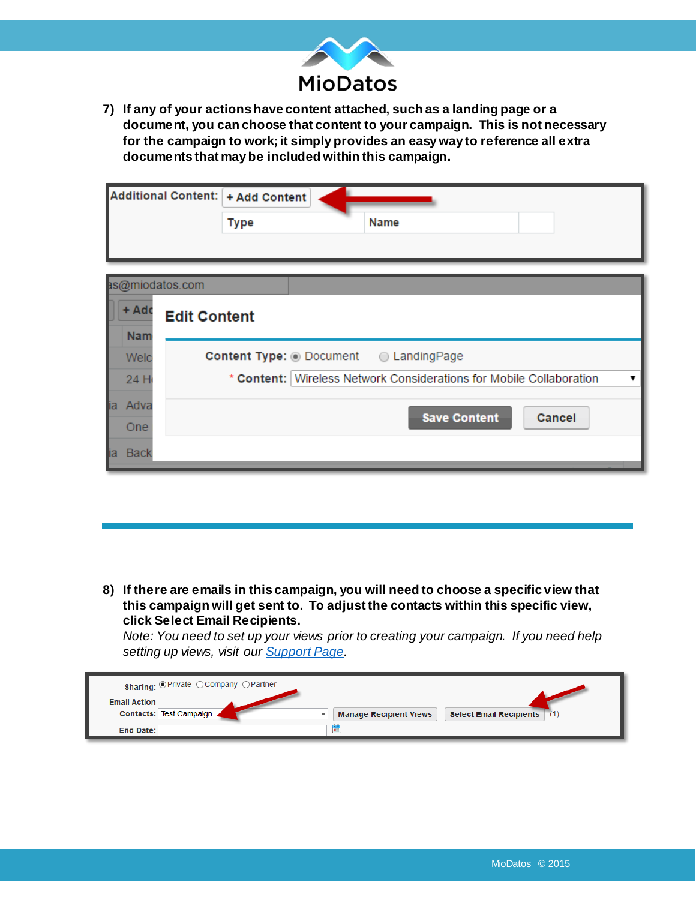7) **If any of your actions have content attached, such as a landing page or a document, you can choose that content to your campaign. This is not necessary for the campaign to work; it simply provides an easy way to reference all extra documents that may be included within this campaign.**

8) **If there are emails in this campaign, you will need to choose a specific view that this campaign will get sent to. To adjust the contacts within this specific view, click Select Email Recipients.**
   *Note: You need to set up your views prior to creating your campaign. If you need help setting up views, visit our [Support Page](Support Page).*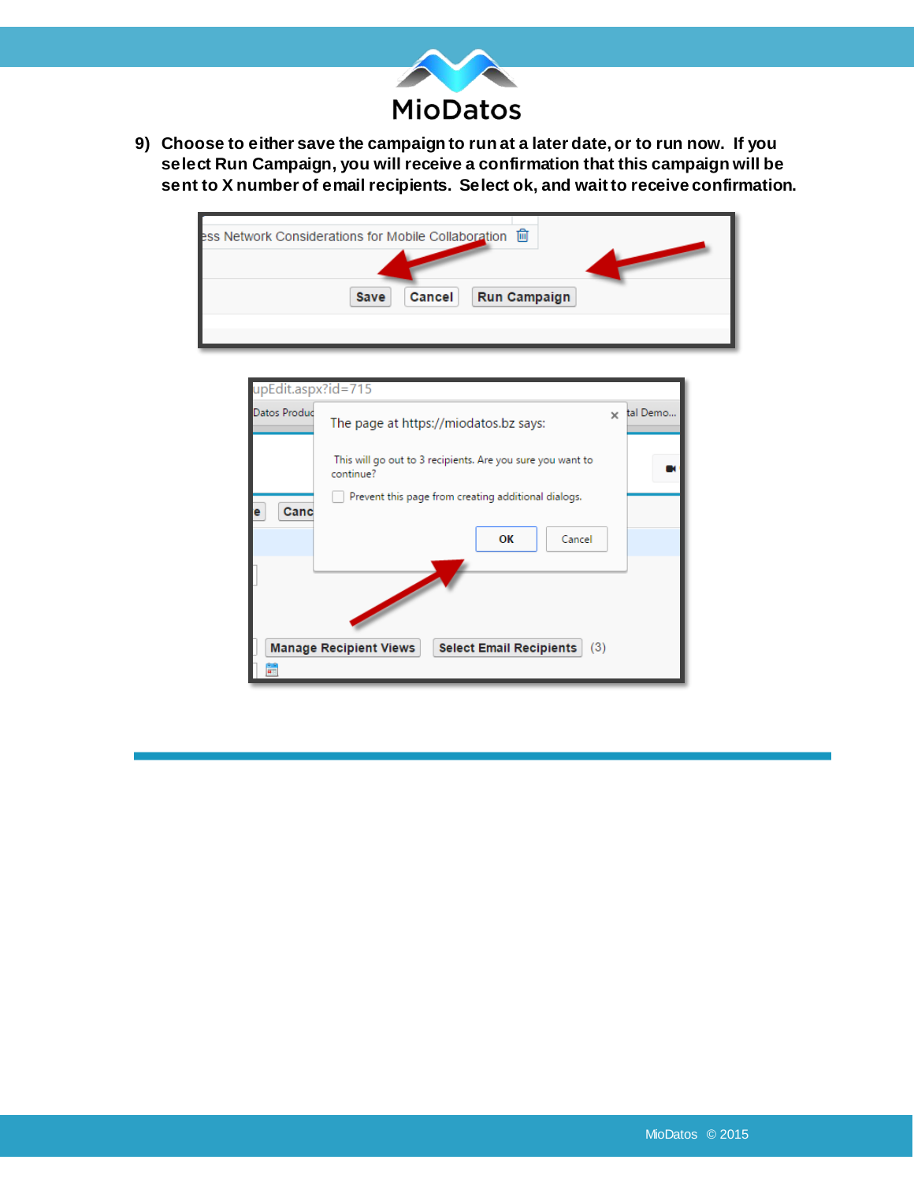9) **Choose to either save the campaign to run at a later date, or to run now. If you select Run Campaign, you will receive a confirmation that this campaign will be sent to X number of email recipients. Select ok, and wait to receive confirmation.**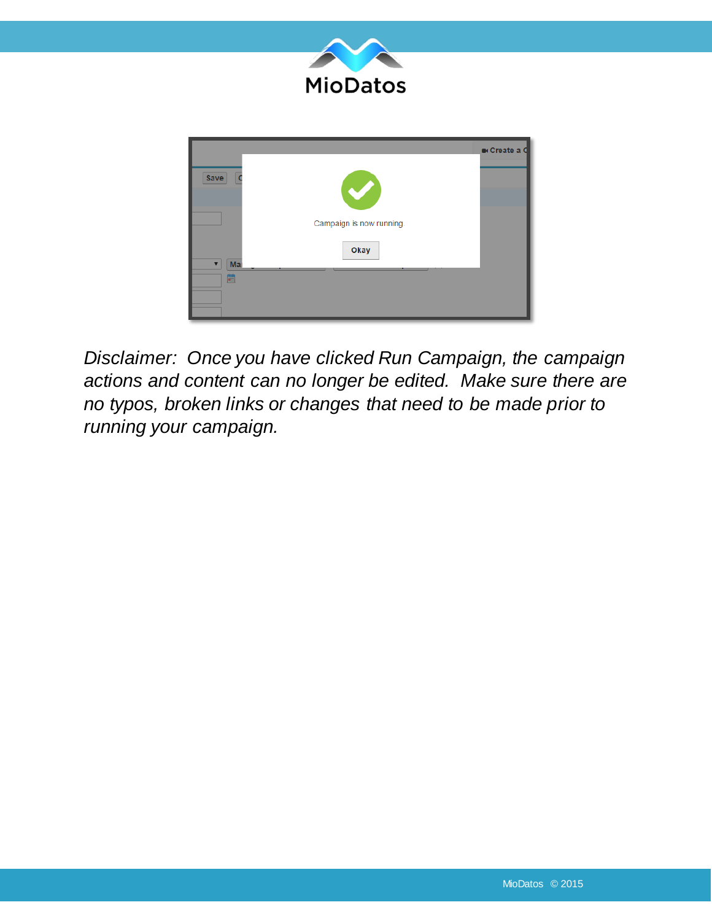*Disclaimer: Once you have clicked Run Campaign, the campaign actions and content can no longer be edited. Make sure there are no typos, broken links or changes that need to be made prior to running your campaign.*